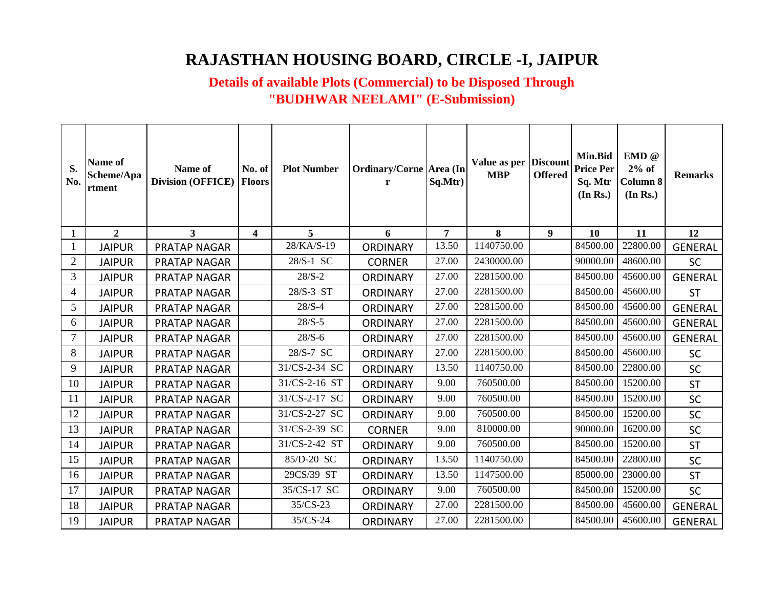# RAJASTHAN HOUSING BOARD, CIRCLE -I, JAIPUR

## Details of available Plots (Commercial) to be Disposed Through "BUDHWAR NEELAMI" (E-Submission)

| S. No. | Name of Scheme/Apartment | Name of Division (OFFICE) | No. of Floors | Plot Number | Ordinary/Corner | Area (In Sq.Mtr) | Value as per MBP | Discount Offered | Min.Bid Price Per Sq. Mtr (In Rs.) | EMD @ 2% of Column 8 (In Rs.) | Remarks |
|---|---|---|---|---|---|---|---|---|---|---|---|
| **1** | **2** | **3** | **4** | **5** | **6** | **7** | **8** | **9** | **10** | **11** | **12** |
| 1 | JAIPUR | PRATAP NAGAR | | 28/KA/S-19 | ORDINARY | 13.50 | 1140750.00 | | 84500.00 | 22800.00 | GENERAL |
| 2 | JAIPUR | PRATAP NAGAR | | 28/S-1 SC | CORNER | 27.00 | 2430000.00 | | 90000.00 | 48600.00 | SC |
| 3 | JAIPUR | PRATAP NAGAR | | 28/S-2 | ORDINARY | 27.00 | 2281500.00 | | 84500.00 | 45600.00 | GENERAL |
| 4 | JAIPUR | PRATAP NAGAR | | 28/S-3 ST | ORDINARY | 27.00 | 2281500.00 | | 84500.00 | 45600.00 | ST |
| 5 | JAIPUR | PRATAP NAGAR | | 28/S-4 | ORDINARY | 27.00 | 2281500.00 | | 84500.00 | 45600.00 | GENERAL |
| 6 | JAIPUR | PRATAP NAGAR | | 28/S-5 | ORDINARY | 27.00 | 2281500.00 | | 84500.00 | 45600.00 | GENERAL |
| 7 | JAIPUR | PRATAP NAGAR | | 28/S-6 | ORDINARY | 27.00 | 2281500.00 | | 84500.00 | 45600.00 | GENERAL |
| 8 | JAIPUR | PRATAP NAGAR | | 28/S-7 SC | ORDINARY | 27.00 | 2281500.00 | | 84500.00 | 45600.00 | SC |
| 9 | JAIPUR | PRATAP NAGAR | | 31/CS-2-34 SC | ORDINARY | 13.50 | 1140750.00 | | 84500.00 | 22800.00 | SC |
| 10 | JAIPUR | PRATAP NAGAR | | 31/CS-2-16 ST | ORDINARY | 9.00 | 760500.00 | | 84500.00 | 15200.00 | ST |
| 11 | JAIPUR | PRATAP NAGAR | | 31/CS-2-17 SC | ORDINARY | 9.00 | 760500.00 | | 84500.00 | 15200.00 | SC |
| 12 | JAIPUR | PRATAP NAGAR | | 31/CS-2-27 SC | ORDINARY | 9.00 | 760500.00 | | 84500.00 | 15200.00 | SC |
| 13 | JAIPUR | PRATAP NAGAR | | 31/CS-2-39 SC | CORNER | 9.00 | 810000.00 | | 90000.00 | 16200.00 | SC |
| 14 | JAIPUR | PRATAP NAGAR | | 31/CS-2-42 ST | ORDINARY | 9.00 | 760500.00 | | 84500.00 | 15200.00 | ST |
| 15 | JAIPUR | PRATAP NAGAR | | 85/D-20 SC | ORDINARY | 13.50 | 1140750.00 | | 84500.00 | 22800.00 | SC |
| 16 | JAIPUR | PRATAP NAGAR | | 29CS/39 ST | ORDINARY | 13.50 | 1147500.00 | | 85000.00 | 23000.00 | ST |
| 17 | JAIPUR | PRATAP NAGAR | | 35/CS-17 SC | ORDINARY | 9.00 | 760500.00 | | 84500.00 | 15200.00 | SC |
| 18 | JAIPUR | PRATAP NAGAR | | 35/CS-23 | ORDINARY | 27.00 | 2281500.00 | | 84500.00 | 45600.00 | GENERAL |
| 19 | JAIPUR | PRATAP NAGAR | | 35/CS-24 | ORDINARY | 27.00 | 2281500.00 | | 84500.00 | 45600.00 | GENERAL |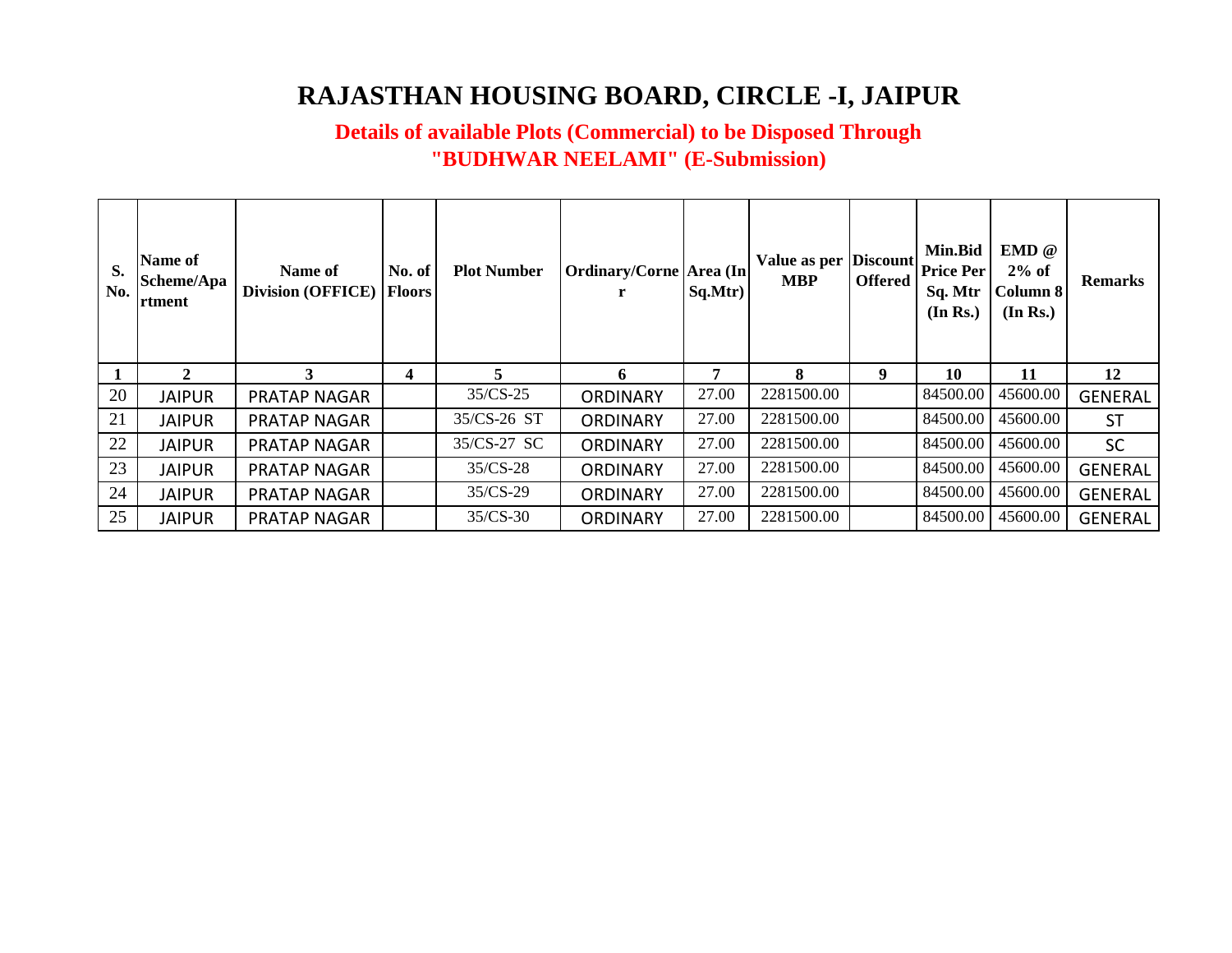# RAJASTHAN HOUSING BOARD, CIRCLE -I, JAIPUR

## Details of available Plots (Commercial) to be Disposed Through "BUDHWAR NEELAMI" (E-Submission)

| S. No. | Name of Scheme/Apartment | Name of Division (OFFICE) | No. of Floors | Plot Number | Ordinary/Corner | Area (In Sq.Mtr) | Value as per MBP | Discount Offered | Min.Bid Price Per Sq. Mtr (In Rs.) | EMD @ 2% of Column 8 (In Rs.) | Remarks |
|---|---|---|---|---|---|---|---|---|---|---|---|
| 1 | 2 | 3 | 4 | 5 | 6 | 7 | 8 | 9 | 10 | 11 | 12 |
| 20 | JAIPUR | PRATAP NAGAR | | 35/CS-25 | ORDINARY | 27.00 | 2281500.00 | | 84500.00 | 45600.00 | GENERAL |
| 21 | JAIPUR | PRATAP NAGAR | | 35/CS-26 ST | ORDINARY | 27.00 | 2281500.00 | | 84500.00 | 45600.00 | ST |
| 22 | JAIPUR | PRATAP NAGAR | | 35/CS-27 SC | ORDINARY | 27.00 | 2281500.00 | | 84500.00 | 45600.00 | SC |
| 23 | JAIPUR | PRATAP NAGAR | | 35/CS-28 | ORDINARY | 27.00 | 2281500.00 | | 84500.00 | 45600.00 | GENERAL |
| 24 | JAIPUR | PRATAP NAGAR | | 35/CS-29 | ORDINARY | 27.00 | 2281500.00 | | 84500.00 | 45600.00 | GENERAL |
| 25 | JAIPUR | PRATAP NAGAR | | 35/CS-30 | ORDINARY | 27.00 | 2281500.00 | | 84500.00 | 45600.00 | GENERAL |